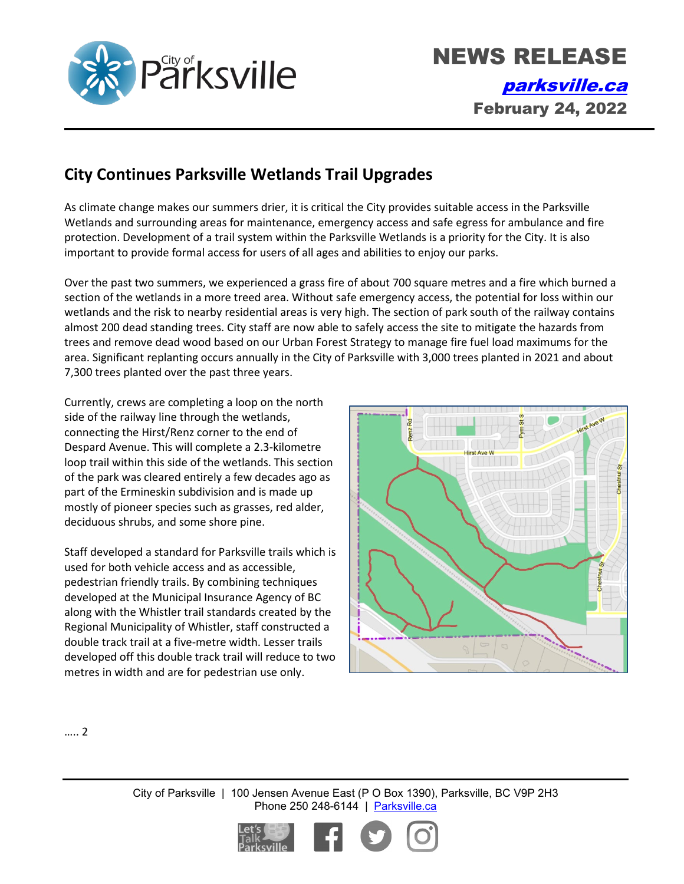**NEWS RELEASE**

**parksville.ca**

**February 24, 2022**

## City Continues Parksville Wetlands Trail Upgrades

As climate change makes our summers drier, it is critical the City provides suitable access in the Parksville Wetlands and surrounding areas for maintenance, emergency access and safe egress for ambulance and fire protection. Development of a trail system within the Parksville Wetlands is a priority for the City. It is also important to provide formal access for users of all ages and abilities to enjoy our parks.

Over the past two summers, we experienced a grass fire of about 700 square metres and a fire which burned a section of the wetlands in a more treed area. Without safe emergency access, the potential for loss within our wetlands and the risk to nearby residential areas is very high. The section of park south of the railway contains almost 200 dead standing trees. City staff are now able to safely access the site to mitigate the hazards from trees and remove dead wood based on our Urban Forest Strategy to manage fire fuel load maximums for the area. Significant replanting occurs annually in the City of Parksville with 3,000 trees planted in 2021 and about 7,300 trees planted over the past three years.

Currently, crews are completing a loop on the north side of the railway line through the wetlands, connecting the Hirst/Renz corner to the end of Despard Avenue. This will complete a 2.3-kilometre loop trail within this side of the wetlands. This section of the park was cleared entirely a few decades ago as part of the Ermineskin subdivision and is made up mostly of pioneer species such as grasses, red alder, deciduous shrubs, and some shore pine.

Staff developed a standard for Parksville trails which is used for both vehicle access and as accessible, pedestrian friendly trails. By combining techniques developed at the Municipal Insurance Agency of BC along with the Whistler trail standards created by the Regional Municipality of Whistler, staff constructed a double track trail at a five-metre width. Lesser trails developed off this double track trail will reduce to two metres in width and are for pedestrian use only.

….. 2

City of Parksville | 100 Jensen Avenue East (P O Box 1390), Parksville, BC V9P 2H3
Phone 250 248-6144 | Parksville.ca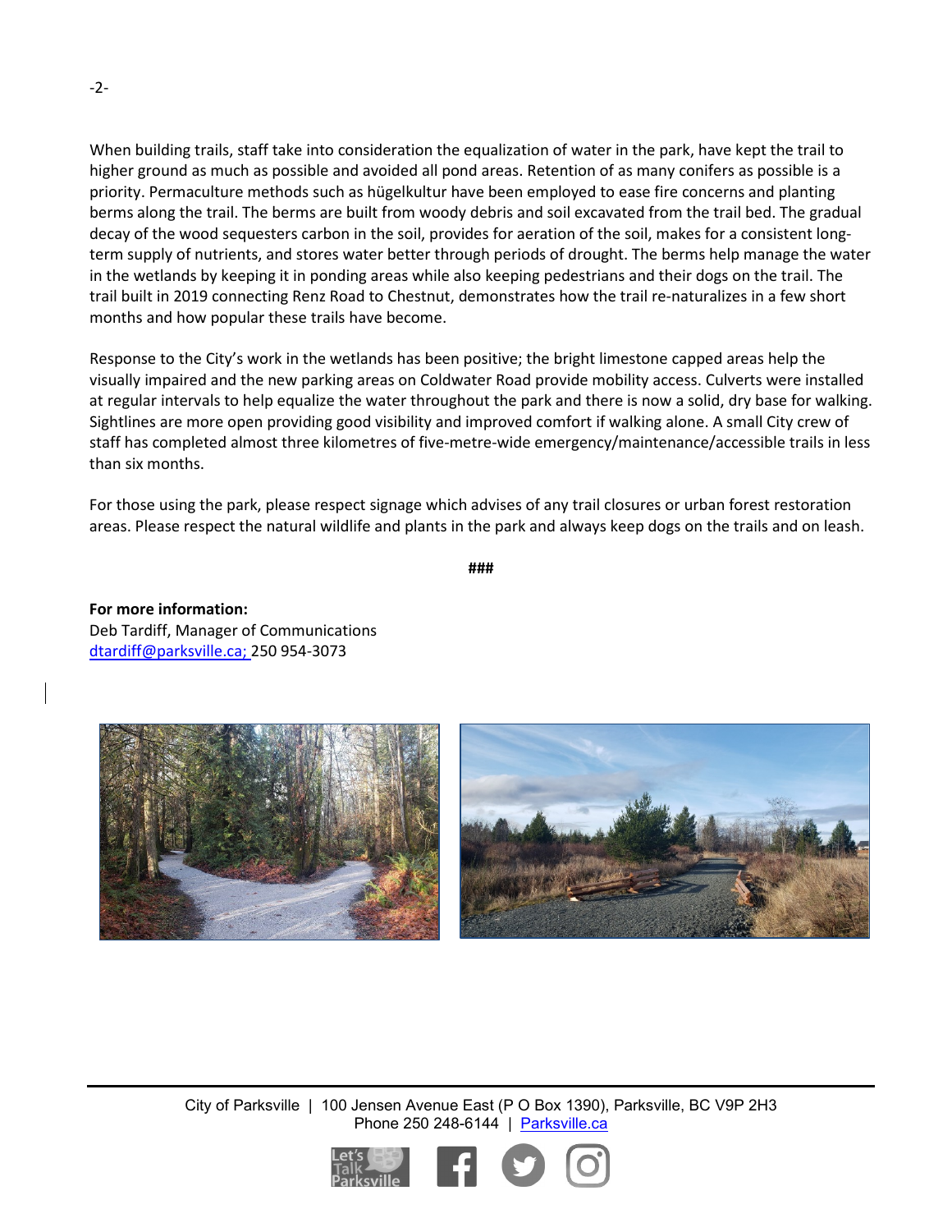When building trails, staff take into consideration the equalization of water in the park, have kept the trail to higher ground as much as possible and avoided all pond areas. Retention of as many conifers as possible is a priority. Permaculture methods such as hügelkultur have been employed to ease fire concerns and planting berms along the trail. The berms are built from woody debris and soil excavated from the trail bed. The gradual decay of the wood sequesters carbon in the soil, provides for aeration of the soil, makes for a consistent long-term supply of nutrients, and stores water better through periods of drought. The berms help manage the water in the wetlands by keeping it in ponding areas while also keeping pedestrians and their dogs on the trail. The trail built in 2019 connecting Renz Road to Chestnut, demonstrates how the trail re-naturalizes in a few short months and how popular these trails have become.

Response to the City's work in the wetlands has been positive; the bright limestone capped areas help the visually impaired and the new parking areas on Coldwater Road provide mobility access. Culverts were installed at regular intervals to help equalize the water throughout the park and there is now a solid, dry base for walking. Sightlines are more open providing good visibility and improved comfort if walking alone. A small City crew of staff has completed almost three kilometres of five-metre-wide emergency/maintenance/accessible trails in less than six months.

For those using the park, please respect signage which advises of any trail closures or urban forest restoration areas. Please respect the natural wildlife and plants in the park and always keep dogs on the trails and on leash.

###

**For more information:**
Deb Tardiff, Manager of Communications
dtardiff@parksville.ca; 250 954-3073

City of Parksville | 100 Jensen Avenue East (P O Box 1390), Parksville, BC V9P 2H3
Phone 250 248-6144 | Parksville.ca